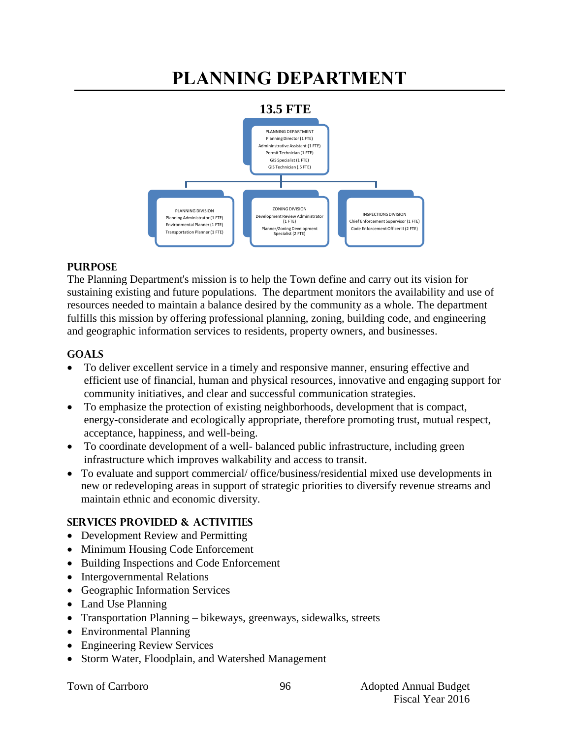# PLANNING DEPARTMENT

**13.5 FTE**

PLANNING DEPARTMENT
Planning Director (1 FTE)
Admininstrative Assistant (1 FTE)
Permit Technician (1 FTE)
GIS Specialist (1 FTE)
GIS Technician (.5 FTE)

PLANNING DIVISION
Planning Administrator (1 FTE)
Environmental Planner (1 FTE)
Transportation Planner (1 FTE)

ZONING DIVISION
Development Review Administrator (1 FTE)
Planner/Zoning Development Specialist (2 FTE)

INSPECTIONS DIVISION
Chief Enforcement Supervisor (1 FTE)
Code Enforcement Officer II (2 FTE)

## PURPOSE

The Planning Department's mission is to help the Town define and carry out its vision for sustaining existing and future populations. The department monitors the availability and use of resources needed to maintain a balance desired by the community as a whole. The department fulfills this mission by offering professional planning, zoning, building code, and engineering and geographic information services to residents, property owners, and businesses.

## GOALS

- To deliver excellent service in a timely and responsive manner, ensuring effective and efficient use of financial, human and physical resources, innovative and engaging support for community initiatives, and clear and successful communication strategies.
- To emphasize the protection of existing neighborhoods, development that is compact, energy-considerate and ecologically appropriate, therefore promoting trust, mutual respect, acceptance, happiness, and well-being.
- To coordinate development of a well- balanced public infrastructure, including green infrastructure which improves walkability and access to transit.
- To evaluate and support commercial/ office/business/residential mixed use developments in new or redeveloping areas in support of strategic priorities to diversify revenue streams and maintain ethnic and economic diversity.

## SERVICES PROVIDED & ACTIVITIES

- Development Review and Permitting
- Minimum Housing Code Enforcement
- Building Inspections and Code Enforcement
- Intergovernmental Relations
- Geographic Information Services
- Land Use Planning
- Transportation Planning – bikeways, greenways, sidewalks, streets
- Environmental Planning
- Engineering Review Services
- Storm Water, Floodplain, and Watershed Management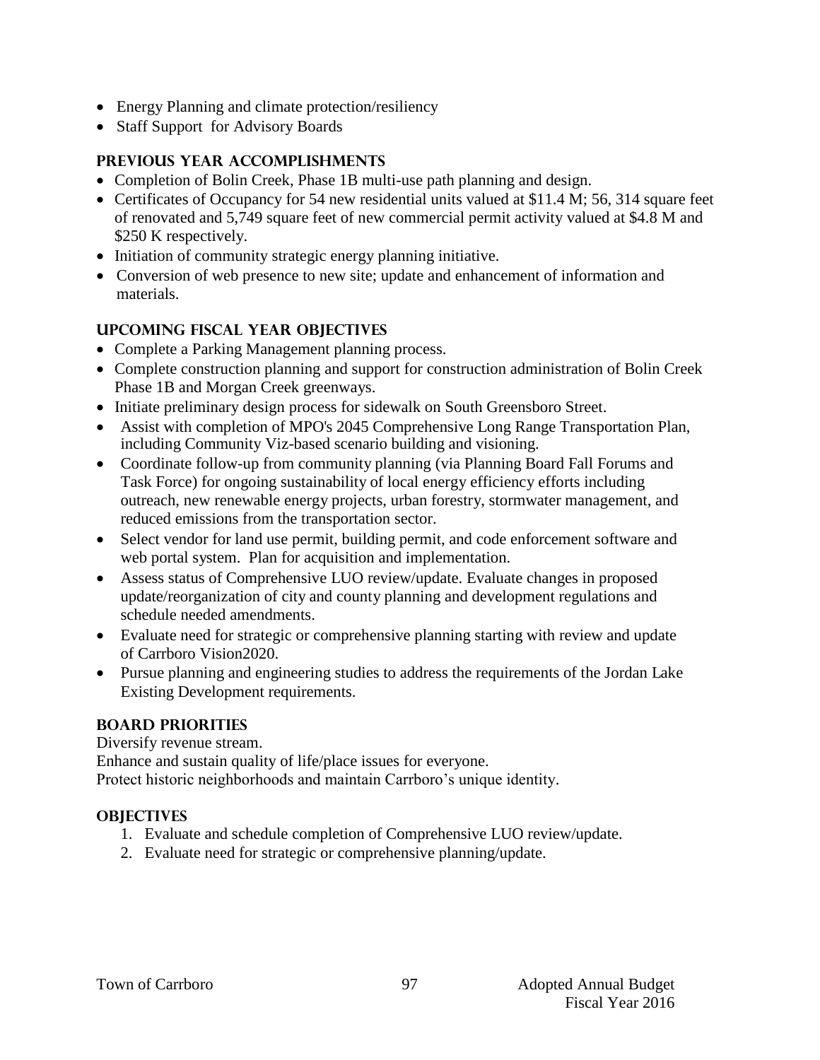- Energy Planning and climate protection/resiliency
- Staff Support for Advisory Boards

## PREVIOUS YEAR ACCOMPLISHMENTS

- Completion of Bolin Creek, Phase 1B multi-use path planning and design.
- Certificates of Occupancy for 54 new residential units valued at $11.4 M; 56, 314 square feet of renovated and 5,749 square feet of new commercial permit activity valued at $4.8 M and $250 K respectively.
- Initiation of community strategic energy planning initiative.
- Conversion of web presence to new site; update and enhancement of information and materials.

## UPCOMING FISCAL YEAR OBJECTIVES

- Complete a Parking Management planning process.
- Complete construction planning and support for construction administration of Bolin Creek Phase 1B and Morgan Creek greenways.
- Initiate preliminary design process for sidewalk on South Greensboro Street.
- Assist with completion of MPO's 2045 Comprehensive Long Range Transportation Plan, including Community Viz-based scenario building and visioning.
- Coordinate follow-up from community planning (via Planning Board Fall Forums and Task Force) for ongoing sustainability of local energy efficiency efforts including outreach, new renewable energy projects, urban forestry, stormwater management, and reduced emissions from the transportation sector.
- Select vendor for land use permit, building permit, and code enforcement software and web portal system. Plan for acquisition and implementation.
- Assess status of Comprehensive LUO review/update. Evaluate changes in proposed update/reorganization of city and county planning and development regulations and schedule needed amendments.
- Evaluate need for strategic or comprehensive planning starting with review and update of Carrboro Vision2020.
- Pursue planning and engineering studies to address the requirements of the Jordan Lake Existing Development requirements.

## BOARD PRIORITIES

Diversify revenue stream.
Enhance and sustain quality of life/place issues for everyone.
Protect historic neighborhoods and maintain Carrboro's unique identity.

## OBJECTIVES

1. Evaluate and schedule completion of Comprehensive LUO review/update.
2. Evaluate need for strategic or comprehensive planning/update.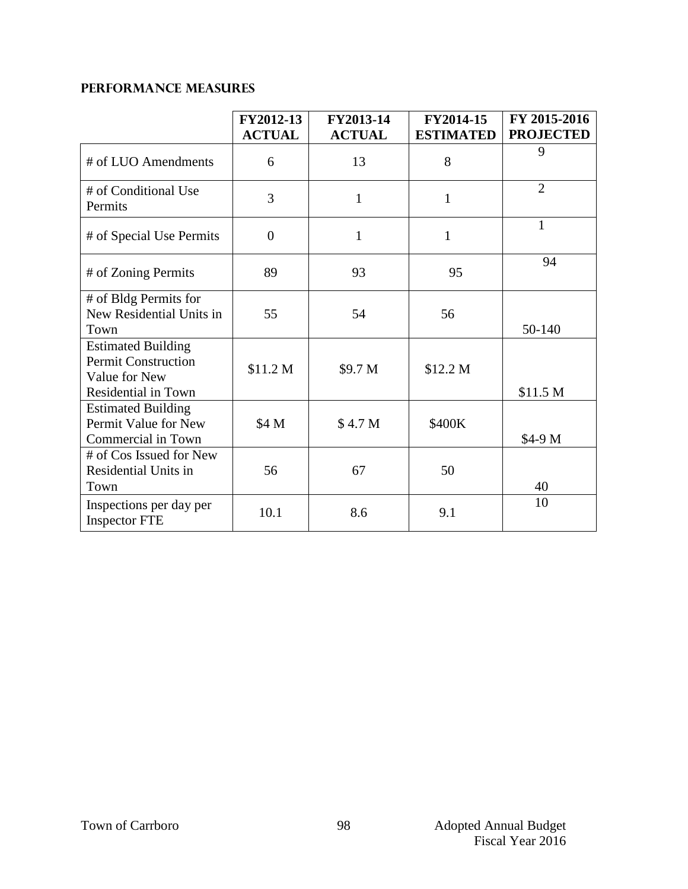## PERFORMANCE MEASURES

| | FY2012-13 ACTUAL | FY2013-14 ACTUAL | FY2014-15 ESTIMATED | FY 2015-2016 PROJECTED |
|---|---|---|---|---|
| # of LUO Amendments | 6 | 13 | 8 | 9 |
| # of Conditional Use Permits | 3 | 1 | 1 | 2 |
| # of Special Use Permits | 0 | 1 | 1 | 1 |
| # of Zoning Permits | 89 | 93 | 95 | 94 |
| # of Bldg Permits for New Residential Units in Town | 55 | 54 | 56 | 50-140 |
| Estimated Building Permit Construction Value for New Residential in Town | $11.2 M | $9.7 M | $12.2 M | $11.5 M |
| Estimated Building Permit Value for New Commercial in Town | $4 M | $ 4.7 M | $400K | $4-9 M |
| # of Cos Issued for New Residential Units in Town | 56 | 67 | 50 | 40 |
| Inspections per day per Inspector FTE | 10.1 | 8.6 | 9.1 | 10 |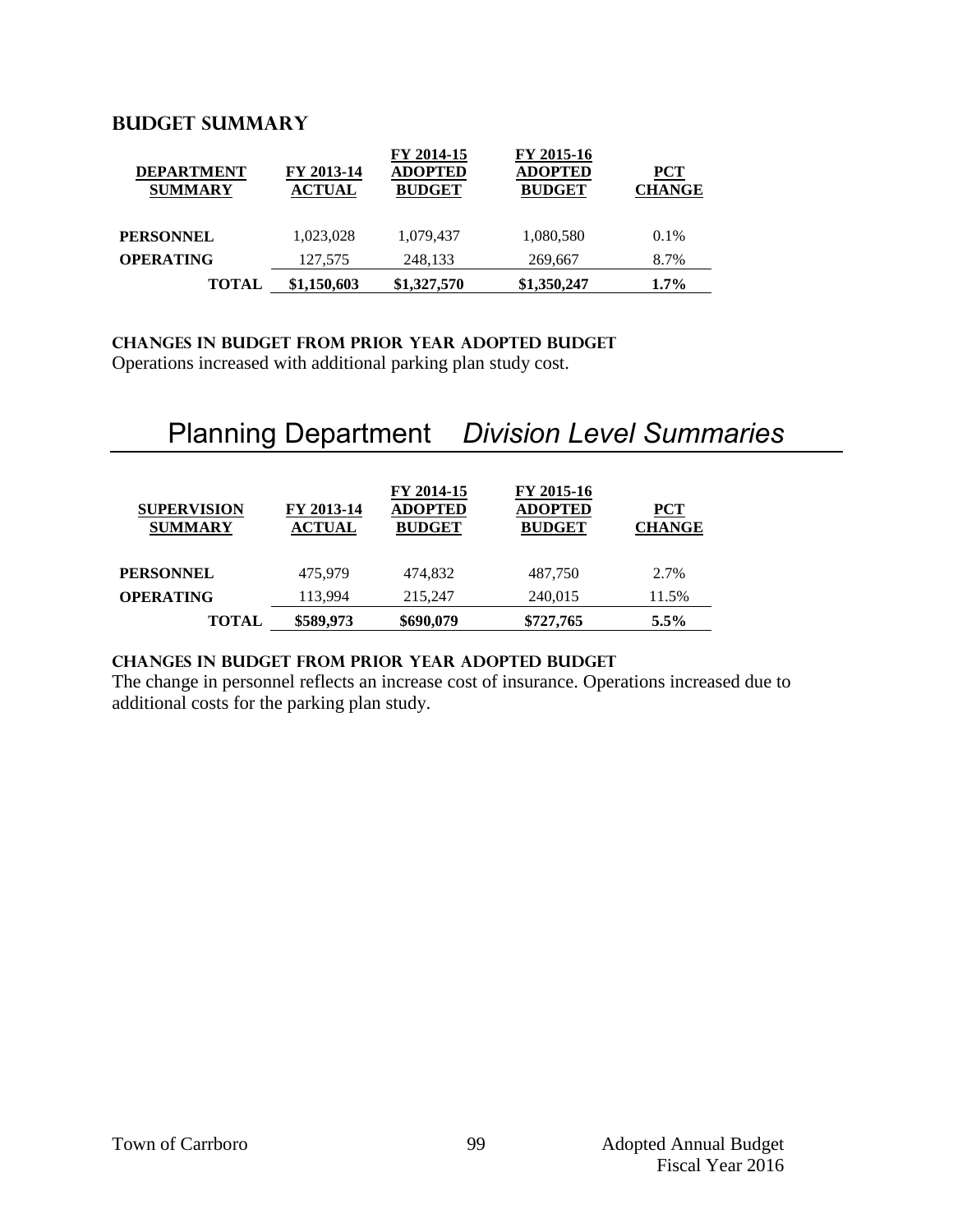## BUDGET SUMMARY

| DEPARTMENT SUMMARY | FY 2013-14 ACTUAL | FY 2014-15 ADOPTED BUDGET | FY 2015-16 ADOPTED BUDGET | PCT CHANGE |
|---|---|---|---|---|
| **PERSONNEL** | 1,023,028 | 1,079,437 | 1,080,580 | 0.1% |
| **OPERATING** | 127,575 | 248,133 | 269,667 | 8.7% |
| **TOTAL** | **$1,150,603** | **$1,327,570** | **$1,350,247** | **1.7%** |

### CHANGES IN BUDGET FROM PRIOR YEAR ADOPTED BUDGET

Operations increased with additional parking plan study cost.

# Planning Department *Division Level Summaries*

| SUPERVISION SUMMARY | FY 2013-14 ACTUAL | FY 2014-15 ADOPTED BUDGET | FY 2015-16 ADOPTED BUDGET | PCT CHANGE |
|---|---|---|---|---|
| **PERSONNEL** | 475,979 | 474,832 | 487,750 | 2.7% |
| **OPERATING** | 113,994 | 215,247 | 240,015 | 11.5% |
| **TOTAL** | **$589,973** | **$690,079** | **$727,765** | **5.5%** |

### CHANGES IN BUDGET FROM PRIOR YEAR ADOPTED BUDGET

The change in personnel reflects an increase cost of insurance. Operations increased due to additional costs for the parking plan study.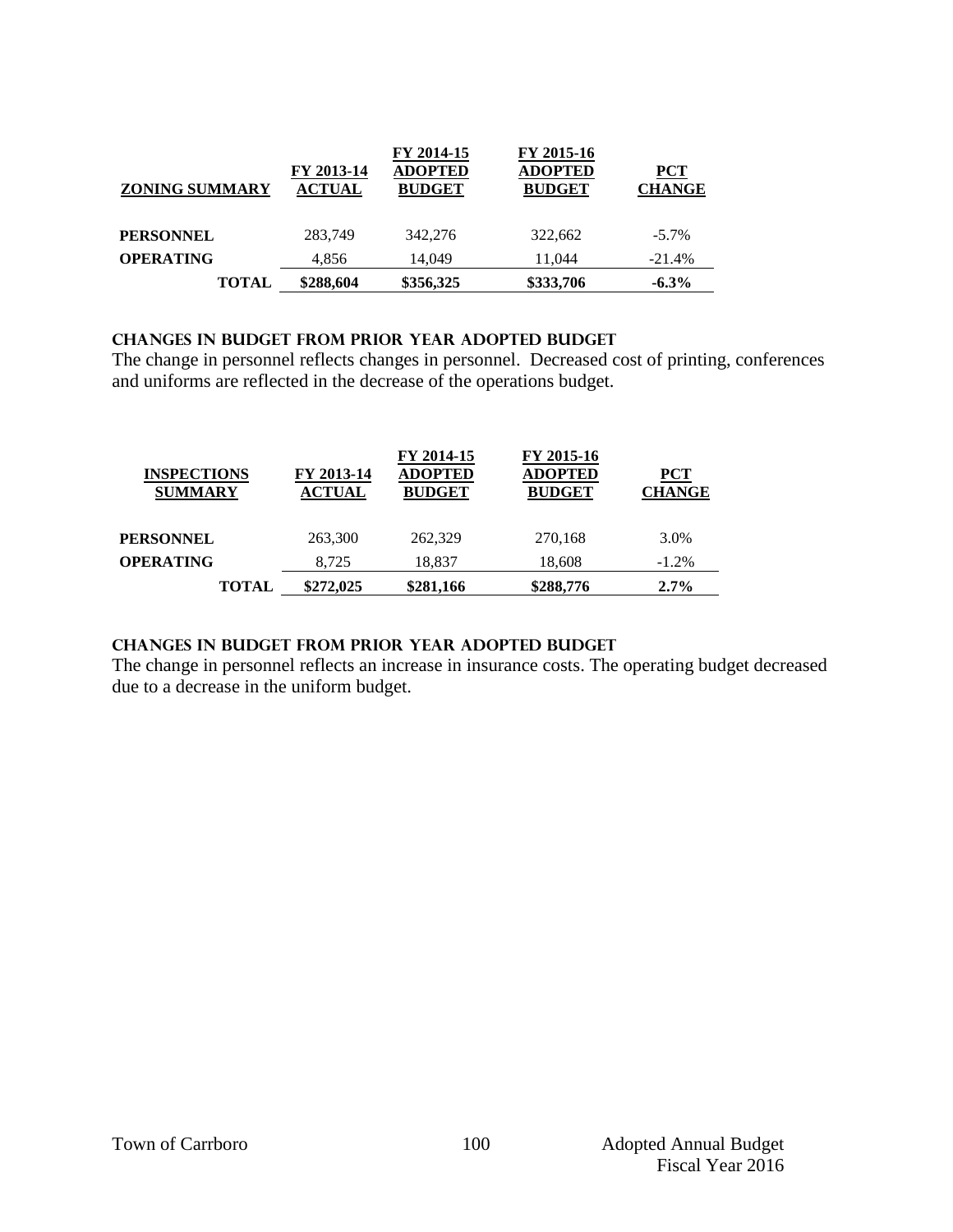| ZONING SUMMARY | FY 2013-14 ACTUAL | FY 2014-15 ADOPTED BUDGET | FY 2015-16 ADOPTED BUDGET | PCT CHANGE |
|---|---|---|---|---|
| PERSONNEL | 283,749 | 342,276 | 322,662 | -5.7% |
| OPERATING | 4,856 | 14,049 | 11,044 | -21.4% |
| **TOTAL** | **$288,604** | **$356,325** | **$333,706** | **-6.3%** |

### CHANGES IN BUDGET FROM PRIOR YEAR ADOPTED BUDGET

The change in personnel reflects changes in personnel. Decreased cost of printing, conferences and uniforms are reflected in the decrease of the operations budget.

| INSPECTIONS SUMMARY | FY 2013-14 ACTUAL | FY 2014-15 ADOPTED BUDGET | FY 2015-16 ADOPTED BUDGET | PCT CHANGE |
|---|---|---|---|---|
| PERSONNEL | 263,300 | 262,329 | 270,168 | 3.0% |
| OPERATING | 8,725 | 18,837 | 18,608 | -1.2% |
| **TOTAL** | **$272,025** | **$281,166** | **$288,776** | **2.7%** |

### CHANGES IN BUDGET FROM PRIOR YEAR ADOPTED BUDGET

The change in personnel reflects an increase in insurance costs. The operating budget decreased due to a decrease in the uniform budget.